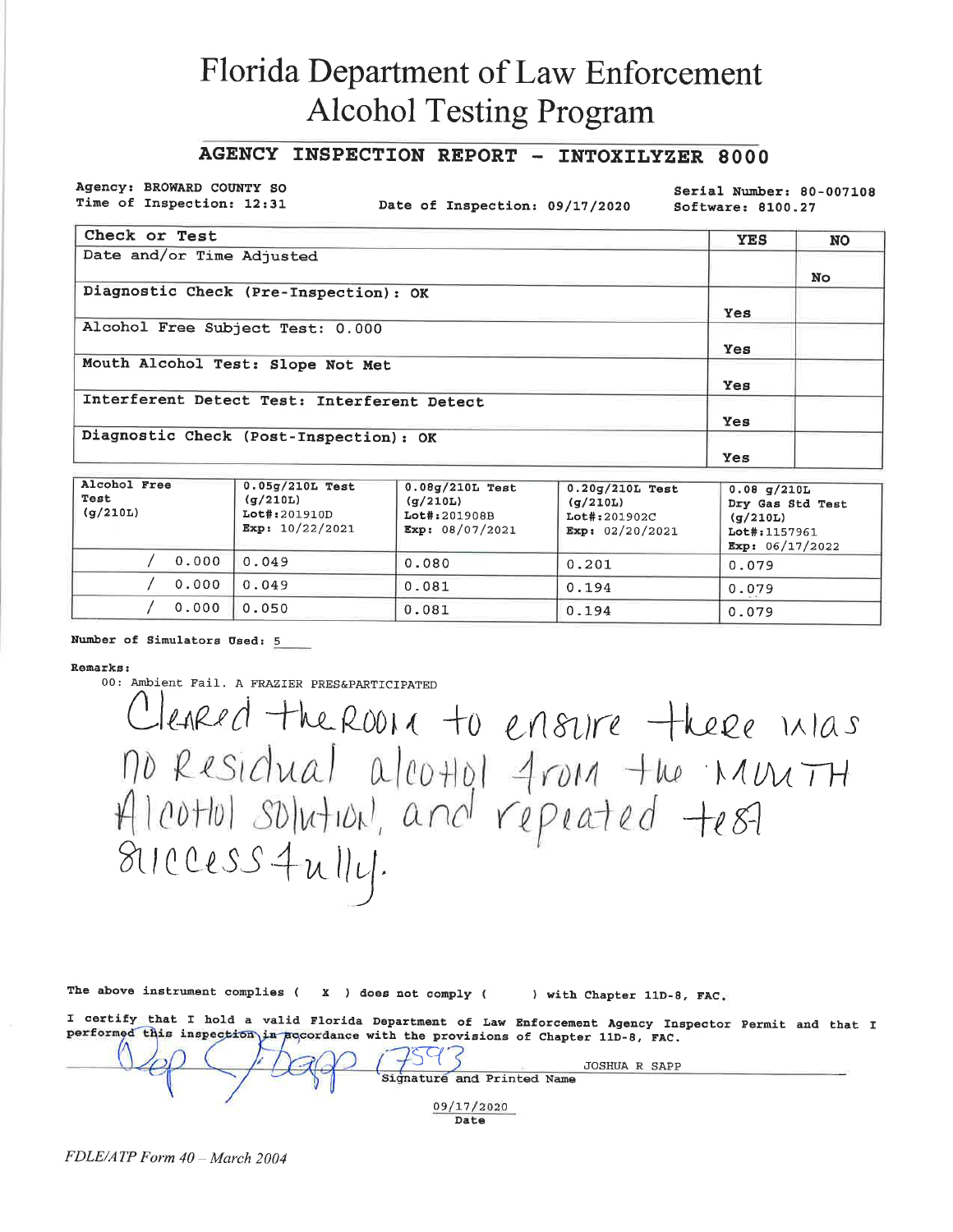# Florida Department of Law Enforcement
# Alcohol Testing Program

## AGENCY INSPECTION REPORT - INTOXILYZER 8000

Agency: BROWARD COUNTY SO
Time of Inspection: 12:31

Date of Inspection: 09/17/2020

Serial Number: 80-007108
Software: 8100.27

| Check or Test | YES | NO |
|---|---|---|
| Date and/or Time Adjusted | | No |
| Diagnostic Check (Pre-Inspection): OK | Yes | |
| Alcohol Free Subject Test: 0.000 | Yes | |
| Mouth Alcohol Test: Slope Not Met | Yes | |
| Interferent Detect Test: Interferent Detect | Yes | |
| Diagnostic Check (Post-Inspection): OK | Yes | |

| Alcohol Free Test (g/210L) | 0.05g/210L Test (g/210L) Lot#:201910D Exp: 10/22/2021 | 0.08g/210L Test (g/210L) Lot#:201908B Exp: 08/07/2021 | 0.20g/210L Test (g/210L) Lot#:201902C Exp: 02/20/2021 | 0.08 g/210L Dry Gas Std Test (g/210L) Lot#:1157961 Exp: 06/17/2022 |
|---|---|---|---|---|
| / 0.000 | 0.049 | 0.080 | 0.201 | 0.079 |
| / 0.000 | 0.049 | 0.081 | 0.194 | 0.079 |
| / 0.000 | 0.050 | 0.081 | 0.194 | 0.079 |

Number of Simulators Used: 5

Remarks:
00: Ambient Fail. A FRAZIER PRES&PARTICIPATED

Cleared the room to ensure there was no residual alcohol from the mouth alcohol solution, and repeated test successfully.

The above instrument complies ( X ) does not comply ( ) with Chapter 11D-8, FAC.

I certify that I hold a valid Florida Department of Law Enforcement Agency Inspector Permit and that I performed this inspection in accordance with the provisions of Chapter 11D-8, FAC.

[Signature] 7593 JOSHUA R SAPP
Signature and Printed Name

09/17/2020
Date

*FDLE/ATP Form 40 – March 2004*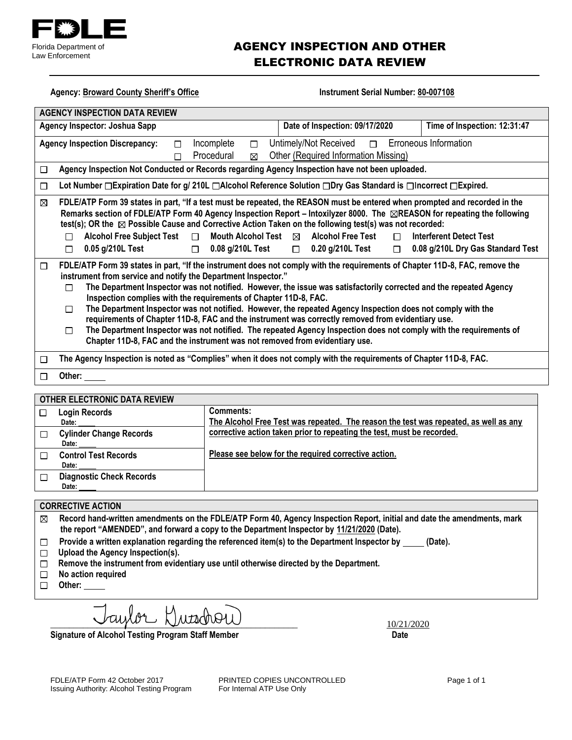FDLE

Florida Department of Law Enforcement

# AGENCY INSPECTION AND OTHER ELECTRONIC DATA REVIEW

**Agency:** Broward County Sheriff's Office

**Instrument Serial Number:** 80-007108

## AGENCY INSPECTION DATA REVIEW

| | | |
|---|---|---|
| **Agency Inspector: Joshua Sapp** | **Date of Inspection: 09/17/2020** | **Time of Inspection: 12:31:47** |

**Agency Inspection Discrepancy:** ☐ Incomplete ☐ Untimely/Not Received ☐ Erroneous Information ☐ Procedural ☒ Other (Required Information Missing)

☐ **Agency Inspection Not Conducted or Records regarding Agency Inspection have not been uploaded.**

☐ **Lot Number ☐Expiration Date for g/ 210L ☐Alcohol Reference Solution ☐Dry Gas Standard is ☐Incorrect ☐Expired.**

☒ **FDLE/ATP Form 39 states in part, "If a test must be repeated, the REASON must be entered when prompted and recorded in the Remarks section of FDLE/ATP Form 40 Agency Inspection Report – Intoxilyzer 8000. The ☒REASON for repeating the following test(s); OR the ☒ Possible Cause and Corrective Action Taken on the following test(s) was not recorded:**
- ☐ **Alcohol Free Subject Test** ☐ **Mouth Alcohol Test** ☒ **Alcohol Free Test** ☐ **Interferent Detect Test**
- ☐ **0.05 g/210L Test** ☐ **0.08 g/210L Test** ☐ **0.20 g/210L Test** ☐ **0.08 g/210L Dry Gas Standard Test**

☐ **FDLE/ATP Form 39 states in part, "If the instrument does not comply with the requirements of Chapter 11D-8, FAC, remove the instrument from service and notify the Department Inspector."**
- ☐ **The Department Inspector was not notified. However, the issue was satisfactorily corrected and the repeated Agency Inspection complies with the requirements of Chapter 11D-8, FAC.**
- ☐ **The Department Inspector was not notified. However, the repeated Agency Inspection does not comply with the requirements of Chapter 11D-8, FAC and the instrument was correctly removed from evidentiary use.**
- ☐ **The Department Inspector was not notified. The repeated Agency Inspection does not comply with the requirements of Chapter 11D-8, FAC and the instrument was not removed from evidentiary use.**

☐ **The Agency Inspection is noted as "Complies" when it does not comply with the requirements of Chapter 11D-8, FAC.**

☐ **Other:** \_\_\_\_\_

## OTHER ELECTRONIC DATA REVIEW

| | |
|---|---|
| ☐ **Login Records** Date: \_\_\_\_\_ | **Comments:** The Alcohol Free Test was repeated. The reason the test was repeated, as well as any corrective action taken prior to repeating the test, must be recorded. Please see below for the required corrective action. |
| ☐ **Cylinder Change Records** Date: \_\_\_\_\_ | |
| ☐ **Control Test Records** Date: \_\_\_\_\_ | |
| ☐ **Diagnostic Check Records** Date: \_\_\_\_\_ | |

## CORRECTIVE ACTION

☒ **Record hand-written amendments on the FDLE/ATP Form 40, Agency Inspection Report, initial and date the amendments, mark the report "AMENDED", and forward a copy to the Department Inspector by 11/21/2020 (Date).**

☐ **Provide a written explanation regarding the referenced item(s) to the Department Inspector by \_\_\_\_\_ (Date).**

☐ **Upload the Agency Inspection(s).**

☐ **Remove the instrument from evidentiary use until otherwise directed by the Department.**

☐ **No action required**

☐ **Other:** \_\_\_\_\_

Taylor Kutschow

**Signature of Alcohol Testing Program Staff Member**

10/21/2020

**Date**

FDLE/ATP Form 42 October 2017
Issuing Authority: Alcohol Testing Program

PRINTED COPIES UNCONTROLLED
For Internal ATP Use Only